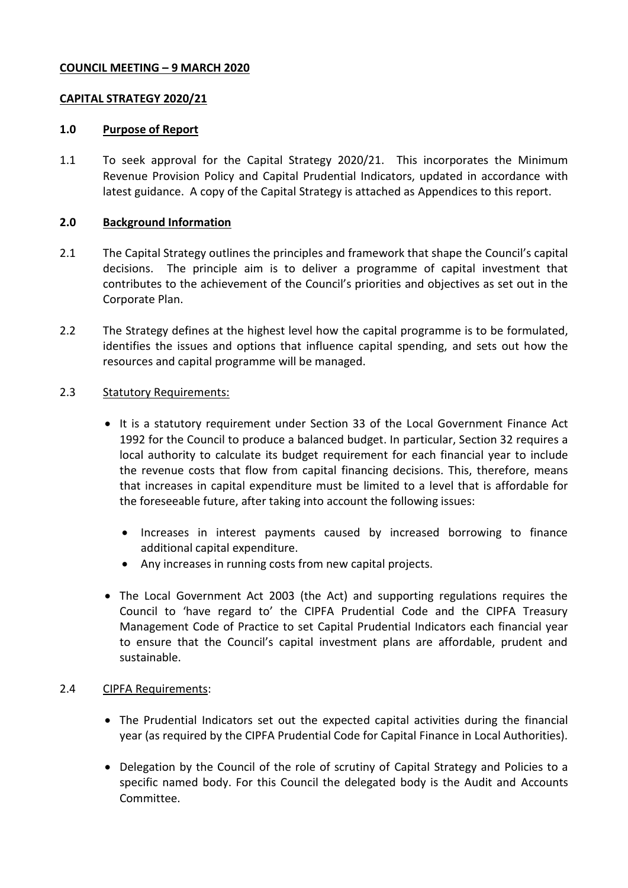**COUNCIL MEETING – 9 MARCH 2020**

**CAPITAL STRATEGY 2020/21**

**1.0 Purpose of Report**

1.1 To seek approval for the Capital Strategy 2020/21. This incorporates the Minimum Revenue Provision Policy and Capital Prudential Indicators, updated in accordance with latest guidance. A copy of the Capital Strategy is attached as Appendices to this report.

**2.0 Background Information**

2.1 The Capital Strategy outlines the principles and framework that shape the Council's capital decisions. The principle aim is to deliver a programme of capital investment that contributes to the achievement of the Council's priorities and objectives as set out in the Corporate Plan.

2.2 The Strategy defines at the highest level how the capital programme is to be formulated, identifies the issues and options that influence capital spending, and sets out how the resources and capital programme will be managed.

2.3 Statutory Requirements:

- It is a statutory requirement under Section 33 of the Local Government Finance Act 1992 for the Council to produce a balanced budget. In particular, Section 32 requires a local authority to calculate its budget requirement for each financial year to include the revenue costs that flow from capital financing decisions. This, therefore, means that increases in capital expenditure must be limited to a level that is affordable for the foreseeable future, after taking into account the following issues:
    - Increases in interest payments caused by increased borrowing to finance additional capital expenditure.
    - Any increases in running costs from new capital projects.
- The Local Government Act 2003 (the Act) and supporting regulations requires the Council to 'have regard to' the CIPFA Prudential Code and the CIPFA Treasury Management Code of Practice to set Capital Prudential Indicators each financial year to ensure that the Council's capital investment plans are affordable, prudent and sustainable.

2.4 CIPFA Requirements:

- The Prudential Indicators set out the expected capital activities during the financial year (as required by the CIPFA Prudential Code for Capital Finance in Local Authorities).
- Delegation by the Council of the role of scrutiny of Capital Strategy and Policies to a specific named body. For this Council the delegated body is the Audit and Accounts Committee.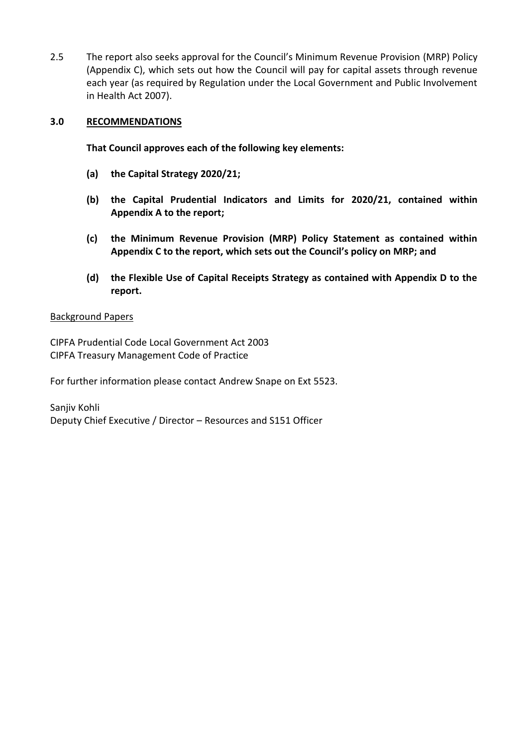2.5 The report also seeks approval for the Council's Minimum Revenue Provision (MRP) Policy (Appendix C), which sets out how the Council will pay for capital assets through revenue each year (as required by Regulation under the Local Government and Public Involvement in Health Act 2007).

## 3.0 RECOMMENDATIONS

**That Council approves each of the following key elements:**

- **(a) the Capital Strategy 2020/21;**
- **(b) the Capital Prudential Indicators and Limits for 2020/21, contained within Appendix A to the report;**
- **(c) the Minimum Revenue Provision (MRP) Policy Statement as contained within Appendix C to the report, which sets out the Council's policy on MRP; and**
- **(d) the Flexible Use of Capital Receipts Strategy as contained with Appendix D to the report.**

Background Papers

CIPFA Prudential Code Local Government Act 2003
CIPFA Treasury Management Code of Practice

For further information please contact Andrew Snape on Ext 5523.

Sanjiv Kohli
Deputy Chief Executive / Director – Resources and S151 Officer